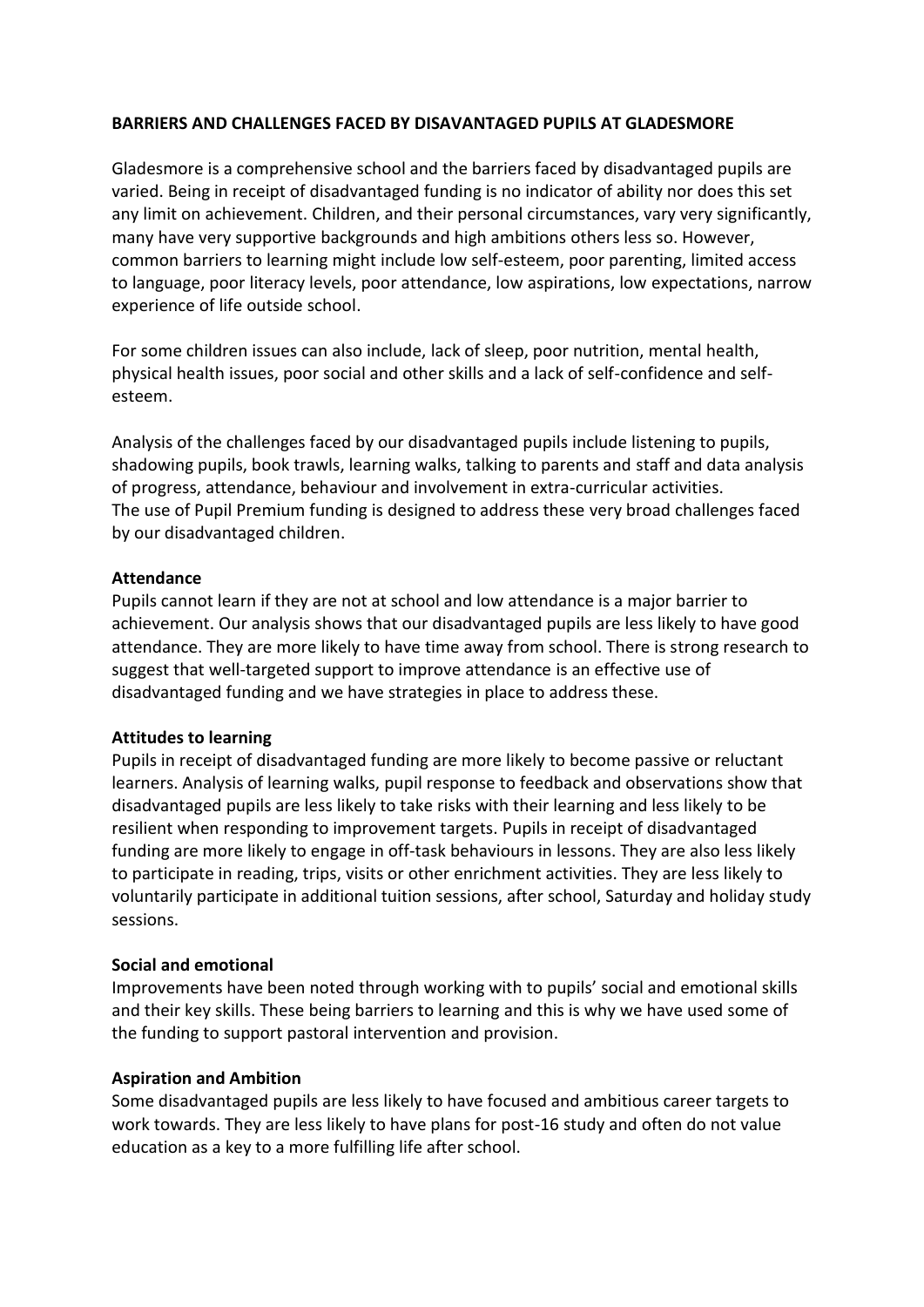**BARRIERS AND CHALLENGES FACED BY DISAVANTAGED PUPILS AT GLADESMORE**

Gladesmore is a comprehensive school and the barriers faced by disadvantaged pupils are varied. Being in receipt of disadvantaged funding is no indicator of ability nor does this set any limit on achievement. Children, and their personal circumstances, vary very significantly, many have very supportive backgrounds and high ambitions others less so. However, common barriers to learning might include low self-esteem, poor parenting, limited access to language, poor literacy levels, poor attendance, low aspirations, low expectations, narrow experience of life outside school.

For some children issues can also include, lack of sleep, poor nutrition, mental health, physical health issues, poor social and other skills and a lack of self-confidence and self-esteem.

Analysis of the challenges faced by our disadvantaged pupils include listening to pupils, shadowing pupils, book trawls, learning walks, talking to parents and staff and data analysis of progress, attendance, behaviour and involvement in extra-curricular activities.
The use of Pupil Premium funding is designed to address these very broad challenges faced by our disadvantaged children.

**Attendance**
Pupils cannot learn if they are not at school and low attendance is a major barrier to achievement. Our analysis shows that our disadvantaged pupils are less likely to have good attendance. They are more likely to have time away from school. There is strong research to suggest that well-targeted support to improve attendance is an effective use of disadvantaged funding and we have strategies in place to address these.

**Attitudes to learning**
Pupils in receipt of disadvantaged funding are more likely to become passive or reluctant learners. Analysis of learning walks, pupil response to feedback and observations show that disadvantaged pupils are less likely to take risks with their learning and less likely to be resilient when responding to improvement targets. Pupils in receipt of disadvantaged funding are more likely to engage in off-task behaviours in lessons. They are also less likely to participate in reading, trips, visits or other enrichment activities. They are less likely to voluntarily participate in additional tuition sessions, after school, Saturday and holiday study sessions.

**Social and emotional**
Improvements have been noted through working with to pupils' social and emotional skills and their key skills. These being barriers to learning and this is why we have used some of the funding to support pastoral intervention and provision.

**Aspiration and Ambition**
Some disadvantaged pupils are less likely to have focused and ambitious career targets to work towards. They are less likely to have plans for post-16 study and often do not value education as a key to a more fulfilling life after school.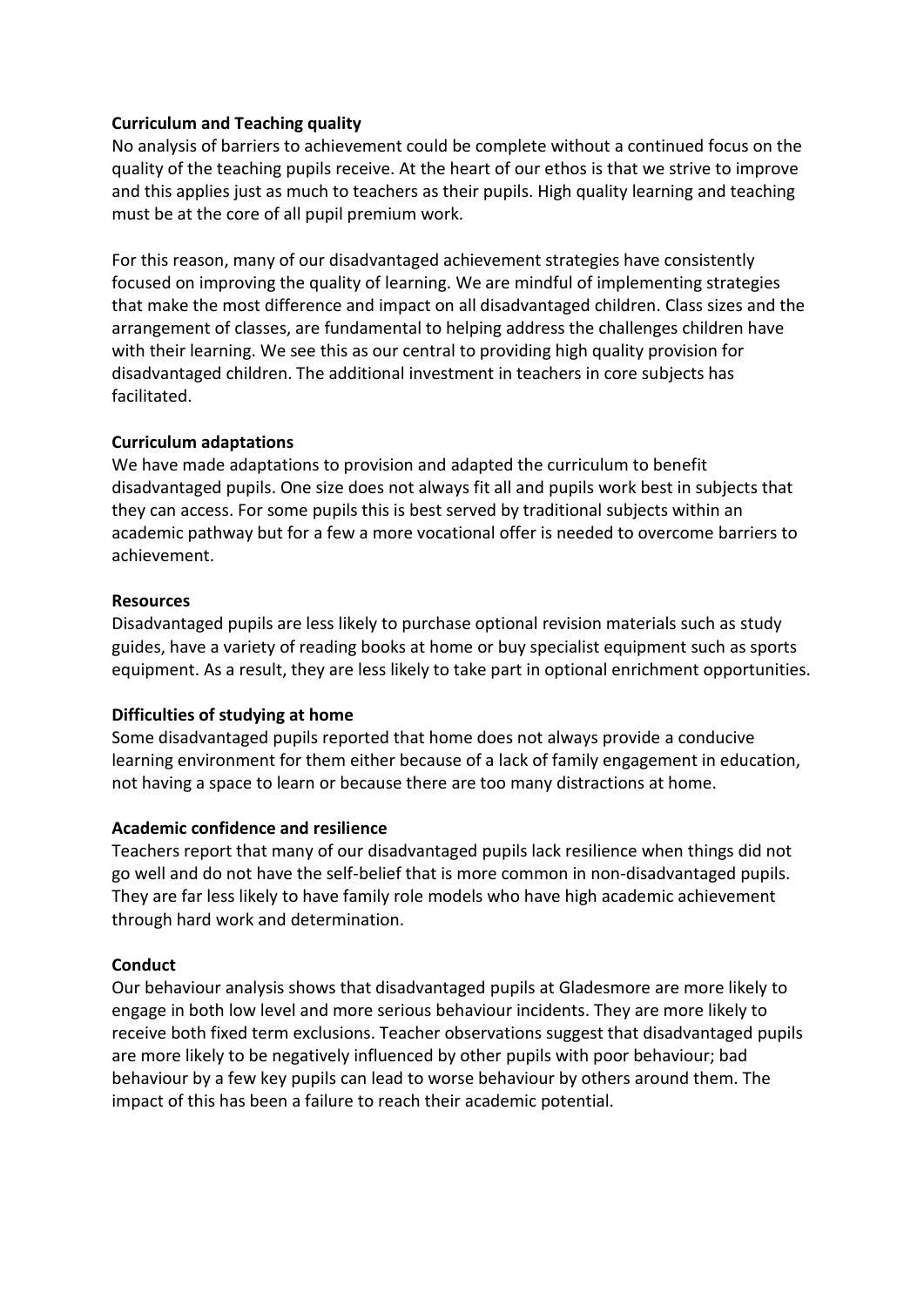**Curriculum and Teaching quality**

No analysis of barriers to achievement could be complete without a continued focus on the quality of the teaching pupils receive. At the heart of our ethos is that we strive to improve and this applies just as much to teachers as their pupils. High quality learning and teaching must be at the core of all pupil premium work.

For this reason, many of our disadvantaged achievement strategies have consistently focused on improving the quality of learning. We are mindful of implementing strategies that make the most difference and impact on all disadvantaged children. Class sizes and the arrangement of classes, are fundamental to helping address the challenges children have with their learning. We see this as our central to providing high quality provision for disadvantaged children. The additional investment in teachers in core subjects has facilitated.

**Curriculum adaptations**

We have made adaptations to provision and adapted the curriculum to benefit disadvantaged pupils. One size does not always fit all and pupils work best in subjects that they can access. For some pupils this is best served by traditional subjects within an academic pathway but for a few a more vocational offer is needed to overcome barriers to achievement.

**Resources**

Disadvantaged pupils are less likely to purchase optional revision materials such as study guides, have a variety of reading books at home or buy specialist equipment such as sports equipment. As a result, they are less likely to take part in optional enrichment opportunities.

**Difficulties of studying at home**

Some disadvantaged pupils reported that home does not always provide a conducive learning environment for them either because of a lack of family engagement in education, not having a space to learn or because there are too many distractions at home.

**Academic confidence and resilience**

Teachers report that many of our disadvantaged pupils lack resilience when things did not go well and do not have the self-belief that is more common in non-disadvantaged pupils. They are far less likely to have family role models who have high academic achievement through hard work and determination.

**Conduct**

Our behaviour analysis shows that disadvantaged pupils at Gladesmore are more likely to engage in both low level and more serious behaviour incidents. They are more likely to receive both fixed term exclusions. Teacher observations suggest that disadvantaged pupils are more likely to be negatively influenced by other pupils with poor behaviour; bad behaviour by a few key pupils can lead to worse behaviour by others around them. The impact of this has been a failure to reach their academic potential.